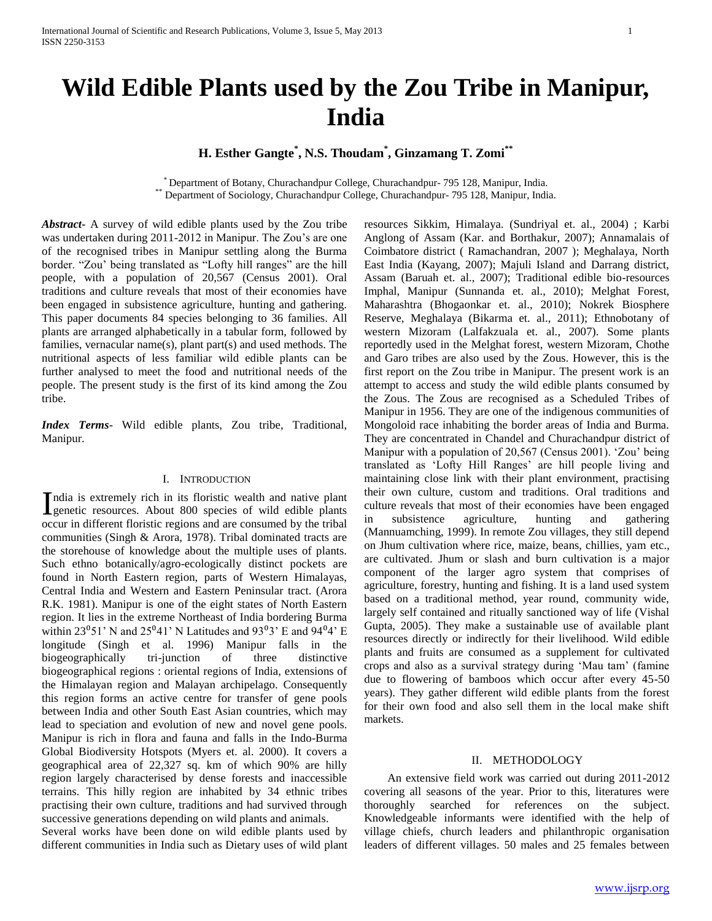# Wild Edible Plants used by the Zou Tribe in Manipur, India

**H. Esther Gangte[\*], N.S. Thoudam[\*], Ginzamang T. Zomi[\*\*]**

[\*] Department of Botany, Churachandpur College, Churachandpur- 795 128, Manipur, India.
[\*\*] Department of Sociology, Churachandpur College, Churachandpur- 795 128, Manipur, India.

***Abstract-*** A survey of wild edible plants used by the Zou tribe was undertaken during 2011-2012 in Manipur. The Zou's are one of the recognised tribes in Manipur settling along the Burma border. "Zou' being translated as "Lofty hill ranges" are the hill people, with a population of 20,567 (Census 2001). Oral traditions and culture reveals that most of their economies have been engaged in subsistence agriculture, hunting and gathering. This paper documents 84 species belonging to 36 families. All plants are arranged alphabetically in a tabular form, followed by families, vernacular name(s), plant part(s) and used methods. The nutritional aspects of less familiar wild edible plants can be further analysed to meet the food and nutritional needs of the people. The present study is the first of its kind among the Zou tribe.

***Index Terms-*** Wild edible plants, Zou tribe, Traditional, Manipur.

## I. Introduction

India is extremely rich in its floristic wealth and native plant genetic resources. About 800 species of wild edible plants occur in different floristic regions and are consumed by the tribal communities (Singh & Arora, 1978). Tribal dominated tracts are the storehouse of knowledge about the multiple uses of plants. Such ethno botanically/agro-ecologically distinct pockets are found in North Eastern region, parts of Western Himalayas, Central India and Western and Eastern Peninsular tract. (Arora R.K. 1981). Manipur is one of the eight states of North Eastern region. It lies in the extreme Northeast of India bordering Burma within $23^{0}51$' N and $25^{0}41$' N Latitudes and $93^{0}3$' E and $94^{0}4$' E longitude (Singh et al. 1996) Manipur falls in the biogeographically tri-junction of three distinctive biogeographical regions : oriental regions of India, extensions of the Himalayan region and Malayan archipelago. Consequently this region forms an active centre for transfer of gene pools between India and other South East Asian countries, which may lead to speciation and evolution of new and novel gene pools. Manipur is rich in flora and fauna and falls in the Indo-Burma Global Biodiversity Hotspots (Myers et. al. 2000). It covers a geographical area of 22,327 sq. km of which 90% are hilly region largely characterised by dense forests and inaccessible terrains. This hilly region are inhabited by 34 ethnic tribes practising their own culture, traditions and had survived through successive generations depending on wild plants and animals.

Several works have been done on wild edible plants used by different communities in India such as Dietary uses of wild plant resources Sikkim, Himalaya. (Sundriyal et. al., 2004) ; Karbi Anglong of Assam (Kar. and Borthakur, 2007); Annamalais of Coimbatore district ( Ramachandran, 2007 ); Meghalaya, North East India (Kayang, 2007); Majuli Island and Darrang district, Assam (Baruah et. al., 2007); Traditional edible bio-resources Imphal, Manipur (Sunnanda et. al., 2010); Melghat Forest, Maharashtra (Bhogaonkar et. al., 2010); Nokrek Biosphere Reserve, Meghalaya (Bikarma et. al., 2011); Ethnobotany of western Mizoram (Lalfakzuala et. al., 2007). Some plants reportedly used in the Melghat forest, western Mizoram, Chothe and Garo tribes are also used by the Zous. However, this is the first report on the Zou tribe in Manipur. The present work is an attempt to access and study the wild edible plants consumed by the Zous. The Zous are recognised as a Scheduled Tribes of Manipur in 1956. They are one of the indigenous communities of Mongoloid race inhabiting the border areas of India and Burma. They are concentrated in Chandel and Churachandpur district of Manipur with a population of 20,567 (Census 2001). 'Zou' being translated as 'Lofty Hill Ranges' are hill people living and maintaining close link with their plant environment, practising their own culture, custom and traditions. Oral traditions and culture reveals that most of their economies have been engaged in subsistence agriculture, hunting and gathering (Mannuamching, 1999). In remote Zou villages, they still depend on Jhum cultivation where rice, maize, beans, chillies, yam etc., are cultivated. Jhum or slash and burn cultivation is a major component of the larger agro system that comprises of agriculture, forestry, hunting and fishing. It is a land used system based on a traditional method, year round, community wide, largely self contained and ritually sanctioned way of life (Vishal Gupta, 2005). They make a sustainable use of available plant resources directly or indirectly for their livelihood. Wild edible plants and fruits are consumed as a supplement for cultivated crops and also as a survival strategy during 'Mau tam' (famine due to flowering of bamboos which occur after every 45-50 years). They gather different wild edible plants from the forest for their own food and also sell them in the local make shift markets.

## II. Methodology

An extensive field work was carried out during 2011-2012 covering all seasons of the year. Prior to this, literatures were thoroughly searched for references on the subject. Knowledgeable informants were identified with the help of village chiefs, church leaders and philanthropic organisation leaders of different villages. 50 males and 25 females between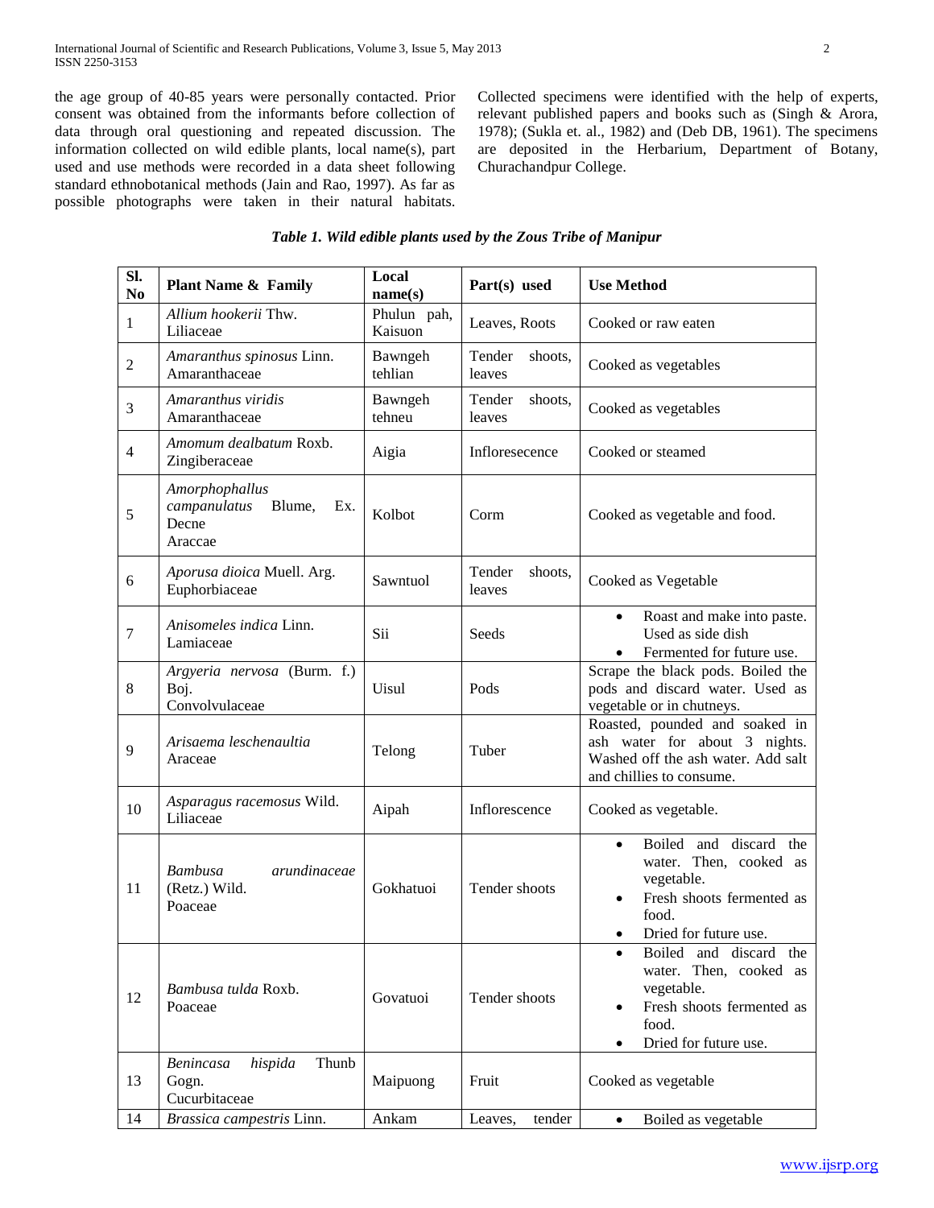the age group of 40-85 years were personally contacted. Prior consent was obtained from the informants before collection of data through oral questioning and repeated discussion. The information collected on wild edible plants, local name(s), part used and use methods were recorded in a data sheet following standard ethnobotanical methods (Jain and Rao, 1997). As far as possible photographs were taken in their natural habitats. Collected specimens were identified with the help of experts, relevant published papers and books such as (Singh & Arora, 1978); (Sukla et. al., 1982) and (Deb DB, 1961). The specimens are deposited in the Herbarium, Department of Botany, Churachandpur College.

***Table 1. Wild edible plants used by the Zous Tribe of Manipur***

| Sl. No | Plant Name & Family | Local name(s) | Part(s) used | Use Method |
|---|---|---|---|---|
| 1 | *Allium hookerii* Thw. Liliaceae | Phulun pah, Kaisuon | Leaves, Roots | Cooked or raw eaten |
| 2 | *Amaranthus spinosus* Linn. Amaranthaceae | Bawngeh tehlian | Tender shoots, leaves | Cooked as vegetables |
| 3 | *Amaranthus viridis* Amaranthaceae | Bawngeh tehneu | Tender shoots, leaves | Cooked as vegetables |
| 4 | *Amomum dealbatum* Roxb. Zingiberaceae | Aigia | Infloresecence | Cooked or steamed |
| 5 | *Amorphophallus campanulatus* Blume, Ex. Decne Araccae | Kolbot | Corm | Cooked as vegetable and food. |
| 6 | *Aporusa dioica* Muell. Arg. Euphorbiaceae | Sawntuol | Tender shoots, leaves | Cooked as Vegetable |
| 7 | *Anisomeles indica* Linn. Lamiaceae | Sii | Seeds | • Roast and make into paste. Used as side dish<br>• Fermented for future use. |
| 8 | *Argyeria nervosa* (Burm. f.) Boj. Convolvulaceae | Uisul | Pods | Scrape the black pods. Boiled the pods and discard water. Used as vegetable or in chutneys. |
| 9 | *Arisaema leschenaultia* Araceae | Telong | Tuber | Roasted, pounded and soaked in ash water for about 3 nights. Washed off the ash water. Add salt and chillies to consume. |
| 10 | *Asparagus racemosus* Wild. Liliaceae | Aipah | Inflorescence | Cooked as vegetable. |
| 11 | *Bambusa arundinaceae* (Retz.) Wild. Poaceae | Gokhatuoi | Tender shoots | • Boiled and discard the water. Then, cooked as vegetable.<br>• Fresh shoots fermented as food.<br>• Dried for future use. |
| 12 | *Bambusa tulda* Roxb. Poaceae | Govatuoi | Tender shoots | • Boiled and discard the water. Then, cooked as vegetable.<br>• Fresh shoots fermented as food.<br>• Dried for future use. |
| 13 | *Benincasa hispida* Thunb Gogn. Cucurbitaceae | Maipuong | Fruit | Cooked as vegetable |
| 14 | *Brassica campestris* Linn. | Ankam | Leaves, tender | • Boiled as vegetable |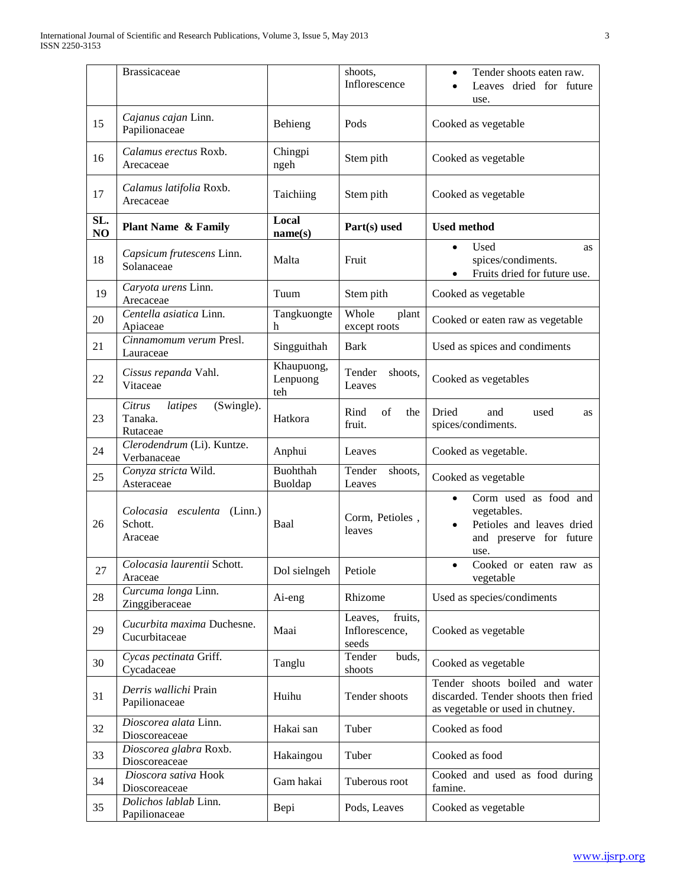| SL. NO | Plant Name & Family | Local name(s) | Part(s) used | Used method |
|---|---|---|---|---|
| | Brassicaceae | | shoots, Inflorescence | • Tender shoots eaten raw. • Leaves dried for future use. |
| 15 | *Cajanus cajan* Linn. Papilionaceae | Behieng | Pods | Cooked as vegetable |
| 16 | *Calamus erectus* Roxb. Arecaceae | Chingpi ngeh | Stem pith | Cooked as vegetable |
| 17 | *Calamus latifolia* Roxb. Arecaceae | Taichiing | Stem pith | Cooked as vegetable |
| 18 | *Capsicum frutescens* Linn. Solanaceae | Malta | Fruit | • Used as spices/condiments. • Fruits dried for future use. |
| 19 | *Caryota urens* Linn. Arecaceae | Tuum | Stem pith | Cooked as vegetable |
| 20 | *Centella asiatica* Linn. Apiaceae | Tangkuongteh | Whole plant except roots | Cooked or eaten raw as vegetable |
| 21 | *Cinnamomum verum* Presl. Lauraceae | Singguithah | Bark | Used as spices and condiments |
| 22 | *Cissus repanda* Vahl. Vitaceae | Khaupuong, Lenpuongteh | Tender shoots, Leaves | Cooked as vegetables |
| 23 | *Citrus latipes* (Swingle). Tanaka. Rutaceae | Hatkora | Rind of the fruit. | Dried and used as spices/condiments. |
| 24 | *Clerodendrum* (Li). Kuntze. Verbanaceae | Anphui | Leaves | Cooked as vegetable. |
| 25 | *Conyza stricta* Wild. Asteraceae | Buohthah Buoldap | Tender shoots, Leaves | Cooked as vegetable |
| 26 | *Colocasia esculenta* (Linn.) Schott. Araceae | Baal | Corm, Petioles , leaves | • Corm used as food and vegetables. • Petioles and leaves dried and preserve for future use. |
| 27 | *Colocasia laurentii* Schott. Araceae | Dol sielngeh | Petiole | • Cooked or eaten raw as vegetable |
| 28 | *Curcuma longa* Linn. Zinggiberaceae | Ai-eng | Rhizome | Used as species/condiments |
| 29 | *Cucurbita maxima* Duchesne. Cucurbitaceae | Maai | Leaves, fruits, Inflorescence, seeds | Cooked as vegetable |
| 30 | *Cycas pectinata* Griff. Cycadaceae | Tanglu | Tender buds, shoots | Cooked as vegetable |
| 31 | *Derris wallichi* Prain Papilionaceae | Huihu | Tender shoots | Tender shoots boiled and water discarded. Tender shoots then fried as vegetable or used in chutney. |
| 32 | *Dioscorea alata* Linn. Dioscoreaceae | Hakai san | Tuber | Cooked as food |
| 33 | *Dioscorea glabra* Roxb. Dioscoreaceae | Hakaingou | Tuber | Cooked as food |
| 34 | *Dioscora sativa* Hook Dioscoreaceae | Gam hakai | Tuberous root | Cooked and used as food during famine. |
| 35 | *Dolichos lablab* Linn. Papilionaceae | Bepi | Pods, Leaves | Cooked as vegetable |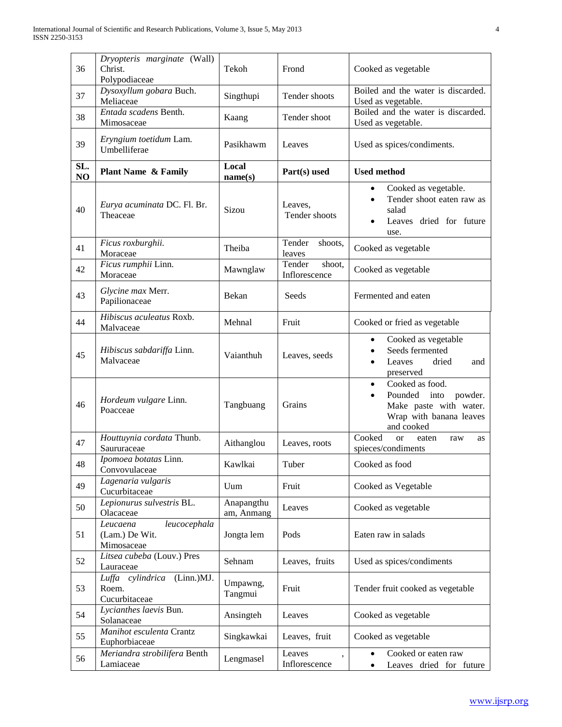| SL. NO | Plant Name & Family | Local name(s) | Part(s) used | Used method |
|---|---|---|---|---|
| 36 | *Dryopteris marginate* (Wall) Christ. Polypodiaceae | Tekoh | Frond | Cooked as vegetable |
| 37 | *Dysoxyllum gobara* Buch. Meliaceae | Singthupi | Tender shoots | Boiled and the water is discarded. Used as vegetable. |
| 38 | *Entada scadens* Benth. Mimosaceae | Kaang | Tender shoot | Boiled and the water is discarded. Used as vegetable. |
| 39 | *Eryngium toetidum* Lam. Umbelliferae | Pasikhawm | Leaves | Used as spices/condiments. |
| 40 | *Eurya acuminata* DC. Fl. Br. Theaceae | Sizou | Leaves, Tender shoots | • Cooked as vegetable. • Tender shoot eaten raw as salad • Leaves dried for future use. |
| 41 | *Ficus roxburghii.* Moraceae | Theiba | Tender shoots, leaves | Cooked as vegetable |
| 42 | *Ficus rumphii* Linn. Moraceae | Mawnglaw | Tender shoot, Inflorescence | Cooked as vegetable |
| 43 | *Glycine max* Merr. Papilionaceae | Bekan | Seeds | Fermented and eaten |
| 44 | *Hibiscus aculeatus* Roxb. Malvaceae | Mehnal | Fruit | Cooked or fried as vegetable |
| 45 | *Hibiscus sabdariffa* Linn. Malvaceae | Vaianthuh | Leaves, seeds | • Cooked as vegetable • Seeds fermented • Leaves dried and preserved |
| 46 | *Hordeum vulgare* Linn. Poacceae | Tangbuang | Grains | • Cooked as food. • Pounded into powder. Make paste with water. Wrap with banana leaves and cooked |
| 47 | *Houttuynia cordata* Thunb. Saururaceae | Aithanglou | Leaves, roots | Cooked or eaten raw as spieces/condiments |
| 48 | *Ipomoea botatas* Linn. Convovulaceae | Kawlkai | Tuber | Cooked as food |
| 49 | *Lagenaria vulgaris* Cucurbitaceae | Uum | Fruit | Cooked as Vegetable |
| 50 | *Lepionurus sulvestris* BL. Olacaceae | Anapangthu am, Anmang | Leaves | Cooked as vegetable |
| 51 | *Leucaena leucocephala* (Lam.) De Wit. Mimosaceae | Jongta lem | Pods | Eaten raw in salads |
| 52 | *Litsea cubeba* (Louv.) Pres Lauraceae | Sehnam | Leaves, fruits | Used as spices/condiments |
| 53 | *Luffa cylindrica* (Linn.)MJ. Roem. Cucurbitaceae | Umpawng, Tangmui | Fruit | Tender fruit cooked as vegetable |
| 54 | *Lycianthes laevis* Bun. Solanaceae | Ansingteh | Leaves | Cooked as vegetable |
| 55 | *Manihot esculenta* Crantz Euphorbiaceae | Singkawkai | Leaves, fruit | Cooked as vegetable |
| 56 | *Meriandra strobilifera* Benth Lamiaceae | Lengmasel | Leaves , Inflorescence | • Cooked or eaten raw • Leaves dried for future |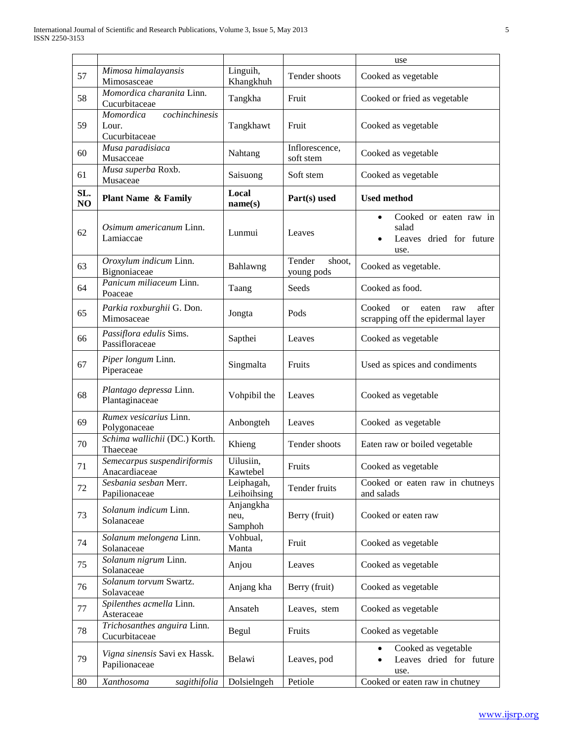| | | | | use |
|---|---|---|---|---|
| 57 | *Mimosa himalayansis* Mimosasceae | Linguih, Khangkhuh | Tender shoots | Cooked as vegetable |
| 58 | *Momordica charanita* Linn. Cucurbitaceae | Tangkha | Fruit | Cooked or fried as vegetable |
| 59 | *Momordica cochinchinesis* Lour. Cucurbitaceae | Tangkhawt | Fruit | Cooked as vegetable |
| 60 | *Musa paradisiaca* Musacceae | Nahtang | Inflorescence, soft stem | Cooked as vegetable |
| 61 | *Musa superba* Roxb. Musaceae | Saisuong | Soft stem | Cooked as vegetable |
| **SL. NO** | **Plant Name & Family** | **Local name(s)** | **Part(s) used** | **Used method** |
| 62 | *Osimum americanum* Linn. Lamiaccae | Lunmui | Leaves | • Cooked or eaten raw in salad • Leaves dried for future use. |
| 63 | *Oroxylum indicum* Linn. Bignoniaceae | Bahlawng | Tender shoot, young pods | Cooked as vegetable. |
| 64 | *Panicum miliaceum* Linn. Poaceae | Taang | Seeds | Cooked as food. |
| 65 | *Parkia roxburghii* G. Don. Mimosaceae | Jongta | Pods | Cooked or eaten raw after scrapping off the epidermal layer |
| 66 | *Passiflora edulis* Sims. Passifloraceae | Sapthei | Leaves | Cooked as vegetable |
| 67 | *Piper longum* Linn. Piperaceae | Singmalta | Fruits | Used as spices and condiments |
| 68 | *Plantago depressa* Linn. Plantaginaceae | Vohpibil the | Leaves | Cooked as vegetable |
| 69 | *Rumex vesicarius* Linn. Polygonaceae | Anbongteh | Leaves | Cooked as vegetable |
| 70 | *Schima wallichii* (DC.) Korth. Thaceae | Khieng | Tender shoots | Eaten raw or boiled vegetable |
| 71 | *Semecarpus suspendiriformis* Anacardiaceae | Uilusiin, Kawtebel | Fruits | Cooked as vegetable |
| 72 | *Sesbania sesban* Merr. Papilionaceae | Leiphagah, Leihoihsing | Tender fruits | Cooked or eaten raw in chutneys and salads |
| 73 | *Solanum indicum* Linn. Solanaceae | Anjangkha neu, Samphoh | Berry (fruit) | Cooked or eaten raw |
| 74 | *Solanum melongena* Linn. Solanaceae | Vohbual, Manta | Fruit | Cooked as vegetable |
| 75 | *Solanum nigrum* Linn. Solanaceae | Anjou | Leaves | Cooked as vegetable |
| 76 | *Solanum torvum* Swartz. Solavaceae | Anjang kha | Berry (fruit) | Cooked as vegetable |
| 77 | *Spilenthes acmella* Linn. Asteraceae | Ansateh | Leaves, stem | Cooked as vegetable |
| 78 | *Trichosanthes anguira* Linn. Cucurbitaceae | Begul | Fruits | Cooked as vegetable |
| 79 | *Vigna sinensis* Savi ex Hassk. Papilionaceae | Belawi | Leaves, pod | • Cooked as vegetable • Leaves dried for future use. |
| 80 | *Xanthosoma sagithifolia* | Dolsielngeh | Petiole | Cooked or eaten raw in chutney |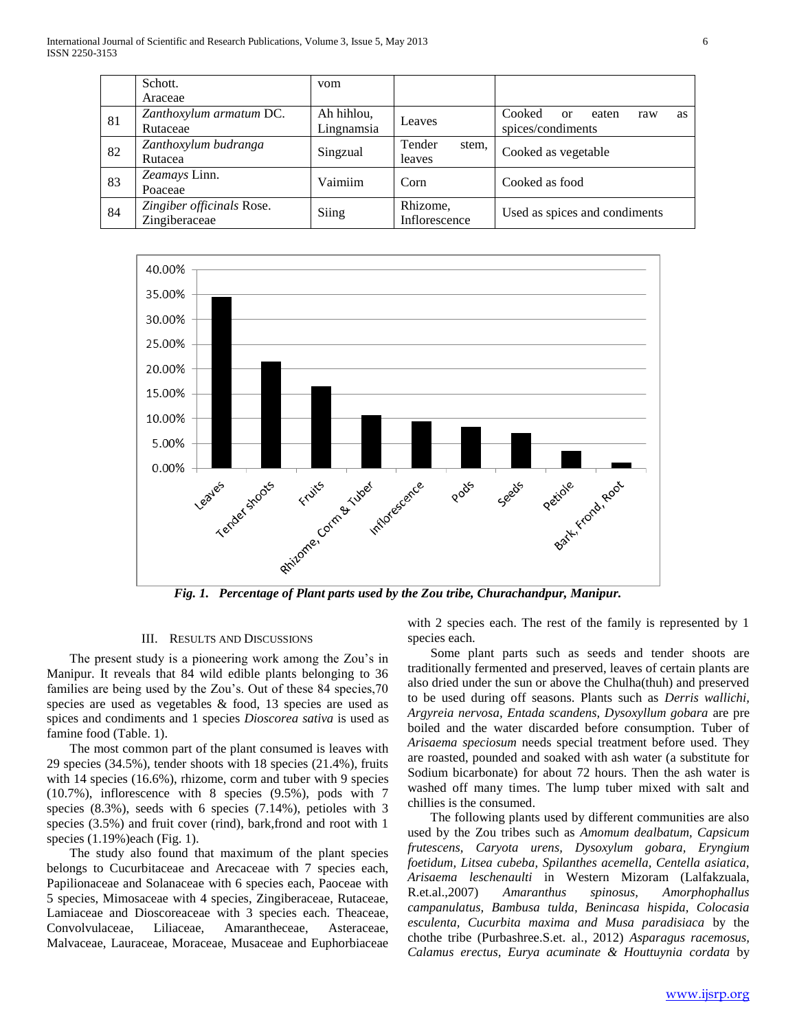|  | Schott.<br>Araceae | vom |  |  |
|---|---|---|---|---|
| 81 | *Zanthoxylum armatum* DC.<br>Rutaceae | Ah hihlou, Lingnamsia | Leaves | Cooked or eaten raw as spices/condiments |
| 82 | *Zanthoxylum budranga*<br>Rutacea | Singzual | Tender stem, leaves | Cooked as vegetable |
| 83 | *Zeamays* Linn.<br>Poaceae | Vaimiim | Corn | Cooked as food |
| 84 | *Zingiber officinals* Rose.<br>Zingiberaceae | Siing | Rhizome, Inflorescence | Used as spices and condiments |

***Fig. 1. Percentage of Plant parts used by the Zou tribe, Churachandpur, Manipur.***

## III. Results and Discussions

The present study is a pioneering work among the Zou's in Manipur. It reveals that 84 wild edible plants belonging to 36 families are being used by the Zou's. Out of these 84 species,70 species are used as vegetables & food, 13 species are used as spices and condiments and 1 species *Dioscorea sativa* is used as famine food (Table. 1).

The most common part of the plant consumed is leaves with 29 species (34.5%), tender shoots with 18 species (21.4%), fruits with 14 species (16.6%), rhizome, corm and tuber with 9 species (10.7%), inflorescence with 8 species (9.5%), pods with 7 species (8.3%), seeds with 6 species (7.14%), petioles with 3 species (3.5%) and fruit cover (rind), bark,frond and root with 1 species (1.19%)each (Fig. 1).

The study also found that maximum of the plant species belongs to Cucurbitaceae and Arecaceae with 7 species each, Papilionaceae and Solanaceae with 6 species each, Paoceae with 5 species, Mimosaceae with 4 species, Zingiberaceae, Rutaceae, Lamiaceae and Dioscoreaceae with 3 species each. Theaceae, Convolvulaceae, Liliaceae, Amarantheceae, Asteraceae, Malvaceae, Lauraceae, Moraceae, Musaceae and Euphorbiaceae with 2 species each. The rest of the family is represented by 1 species each.

Some plant parts such as seeds and tender shoots are traditionally fermented and preserved, leaves of certain plants are also dried under the sun or above the Chulha(thuh) and preserved to be used during off seasons. Plants such as *Derris wallichi, Argyreia nervosa, Entada scandens, Dysoxyllum gobara* are pre boiled and the water discarded before consumption. Tuber of *Arisaema speciosum* needs special treatment before used. They are roasted, pounded and soaked with ash water (a substitute for Sodium bicarbonate) for about 72 hours. Then the ash water is washed off many times. The lump tuber mixed with salt and chillies is the consumed.

The following plants used by different communities are also used by the Zou tribes such as *Amomum dealbatum, Capsicum frutescens, Caryota urens, Dysoxylum gobara, Eryngium foetidum, Litsea cubeba, Spilanthes acemella, Centella asiatica, Arisaema leschenaulti* in Western Mizoram (Lalfakzuala, R.et.al.,2007) *Amaranthus spinosus, Amorphophallus campanulatus, Bambusa tulda, Benincasa hispida, Colocasia esculenta, Cucurbita maxima and Musa paradisiaca* by the chothe tribe (Purbashree.S.et. al., 2012) *Asparagus racemosus, Calamus erectus, Eurya acuminate & Houttuynia cordata* by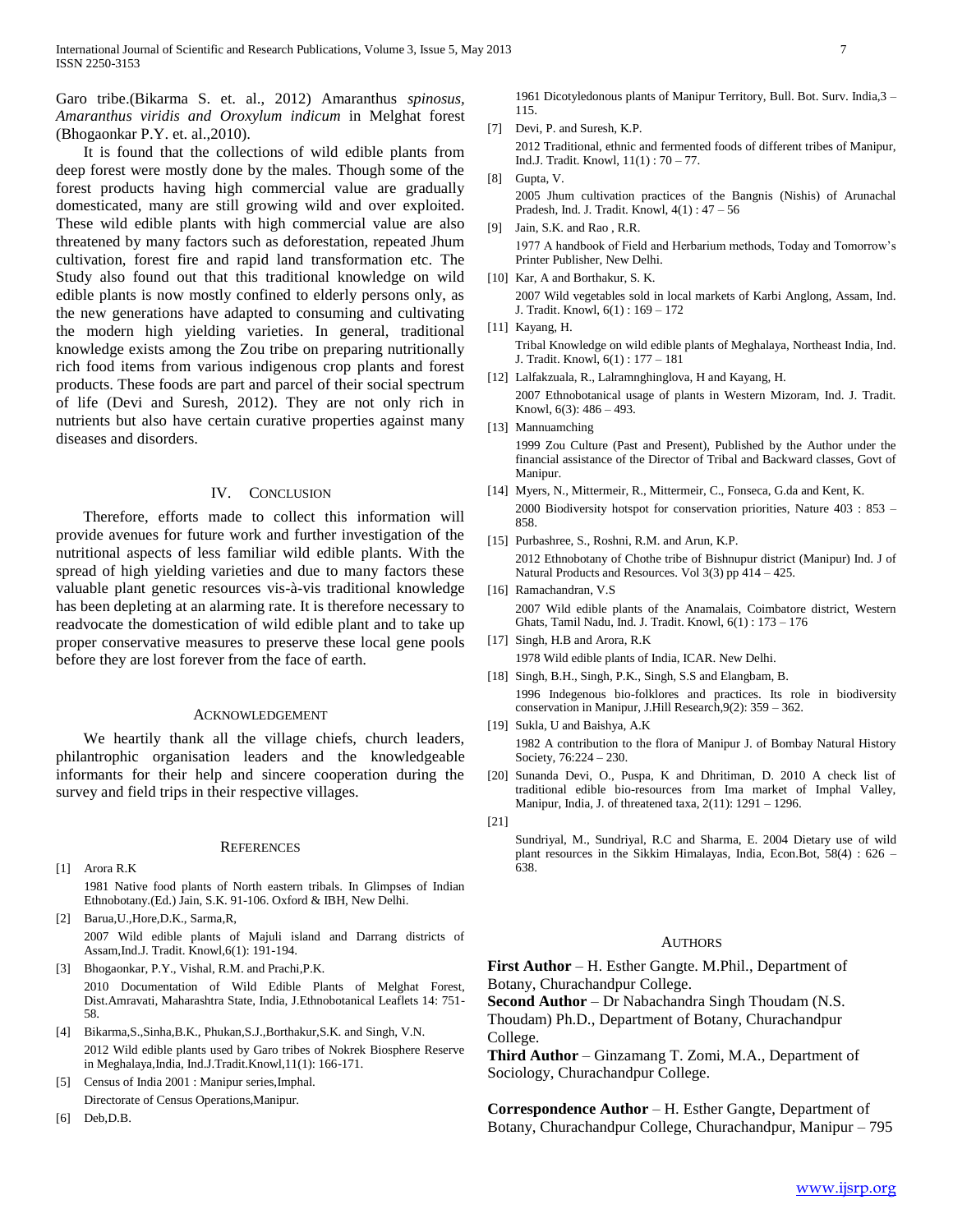Garo tribe.(Bikarma S. et. al., 2012) Amaranthus *spinosus, Amaranthus viridis and Oroxylum indicum* in Melghat forest (Bhogaonkar P.Y. et. al.,2010).

It is found that the collections of wild edible plants from deep forest were mostly done by the males. Though some of the forest products having high commercial value are gradually domesticated, many are still growing wild and over exploited. These wild edible plants with high commercial value are also threatened by many factors such as deforestation, repeated Jhum cultivation, forest fire and rapid land transformation etc. The Study also found out that this traditional knowledge on wild edible plants is now mostly confined to elderly persons only, as the new generations have adapted to consuming and cultivating the modern high yielding varieties. In general, traditional knowledge exists among the Zou tribe on preparing nutritionally rich food items from various indigenous crop plants and forest products. These foods are part and parcel of their social spectrum of life (Devi and Suresh, 2012). They are not only rich in nutrients but also have certain curative properties against many diseases and disorders.

## IV. Conclusion

Therefore, efforts made to collect this information will provide avenues for future work and further investigation of the nutritional aspects of less familiar wild edible plants. With the spread of high yielding varieties and due to many factors these valuable plant genetic resources vis-à-vis traditional knowledge has been depleting at an alarming rate. It is therefore necessary to readvocate the domestication of wild edible plant and to take up proper conservative measures to preserve these local gene pools before they are lost forever from the face of earth.

## Acknowledgement

We heartily thank all the village chiefs, church leaders, philantrophic organisation leaders and the knowledgeable informants for their help and sincere cooperation during the survey and field trips in their respective villages.

## References

[1] Arora R.K
1981 Native food plants of North eastern tribals. In Glimpses of Indian Ethnobotany.(Ed.) Jain, S.K. 91-106. Oxford & IBH, New Delhi.

[2] Barua,U.,Hore,D.K., Sarma,R,
2007 Wild edible plants of Majuli island and Darrang districts of Assam,Ind.J. Tradit. Knowl,6(1): 191-194.

[3] Bhogaonkar, P.Y., Vishal, R.M. and Prachi,P.K.
2010 Documentation of Wild Edible Plants of Melghat Forest, Dist.Amravati, Maharashtra State, India, J.Ethnobotanical Leaflets 14: 751-58.

[4] Bikarma,S.,Sinha,B.K., Phukan,S.J.,Borthakur,S.K. and Singh, V.N.
2012 Wild edible plants used by Garo tribes of Nokrek Biosphere Reserve in Meghalaya,India, Ind.J.Tradit.Knowl,11(1): 166-171.

[5] Census of India 2001 : Manipur series,Imphal.
Directorate of Census Operations,Manipur.

[6] Deb,D.B.
1961 Dicotyledonous plants of Manipur Territory, Bull. Bot. Surv. India,3 – 115.

[7] Devi, P. and Suresh, K.P.
2012 Traditional, ethnic and fermented foods of different tribes of Manipur, Ind.J. Tradit. Knowl, 11(1) : 70 – 77.

[8] Gupta, V.
2005 Jhum cultivation practices of the Bangnis (Nishis) of Arunachal Pradesh, Ind. J. Tradit. Knowl, 4(1) : 47 – 56

[9] Jain, S.K. and Rao , R.R.
1977 A handbook of Field and Herbarium methods, Today and Tomorrow's Printer Publisher, New Delhi.

[10] Kar, A and Borthakur, S. K.
2007 Wild vegetables sold in local markets of Karbi Anglong, Assam, Ind. J. Tradit. Knowl, 6(1) : 169 – 172

[11] Kayang, H.
Tribal Knowledge on wild edible plants of Meghalaya, Northeast India, Ind. J. Tradit. Knowl, 6(1) : 177 – 181

[12] Lalfakzuala, R., Lalramnghinglova, H and Kayang, H.
2007 Ethnobotanical usage of plants in Western Mizoram, Ind. J. Tradit. Knowl, 6(3): 486 – 493.

[13] Mannuamching
1999 Zou Culture (Past and Present), Published by the Author under the financial assistance of the Director of Tribal and Backward classes, Govt of Manipur.

[14] Myers, N., Mittermeir, R., Mittermeir, C., Fonseca, G.da and Kent, K.
2000 Biodiversity hotspot for conservation priorities, Nature 403 : 853 – 858.

[15] Purbashree, S., Roshni, R.M. and Arun, K.P.
2012 Ethnobotany of Chothe tribe of Bishnupur district (Manipur) Ind. J of Natural Products and Resources. Vol 3(3) pp 414 – 425.

[16] Ramachandran, V.S
2007 Wild edible plants of the Anamalais, Coimbatore district, Western Ghats, Tamil Nadu, Ind. J. Tradit. Knowl, 6(1) : 173 – 176

[17] Singh, H.B and Arora, R.K
1978 Wild edible plants of India, ICAR. New Delhi.

[18] Singh, B.H., Singh, P.K., Singh, S.S and Elangbam, B.
1996 Indegenous bio-folklores and practices. Its role in biodiversity conservation in Manipur, J.Hill Research,9(2): 359 – 362.

[19] Sukla, U and Baishya, A.K
1982 A contribution to the flora of Manipur J. of Bombay Natural History Society, 76:224 – 230.

[20] Sunanda Devi, O., Puspa, K and Dhritiman, D. 2010 A check list of traditional edible bio-resources from Ima market of Imphal Valley, Manipur, India, J. of threatened taxa, 2(11): 1291 – 1296.

[21]
Sundriyal, M., Sundriyal, R.C and Sharma, E. 2004 Dietary use of wild plant resources in the Sikkim Himalayas, India, Econ.Bot, 58(4) : 626 – 638.

## Authors

**First Author** – H. Esther Gangte. M.Phil., Department of Botany, Churachandpur College.

**Second Author** – Dr Nabachandra Singh Thoudam (N.S. Thoudam) Ph.D., Department of Botany, Churachandpur College.

**Third Author** – Ginzamang T. Zomi, M.A., Department of Sociology, Churachandpur College.

**Correspondence Author** – H. Esther Gangte, Department of Botany, Churachandpur College, Churachandpur, Manipur – 795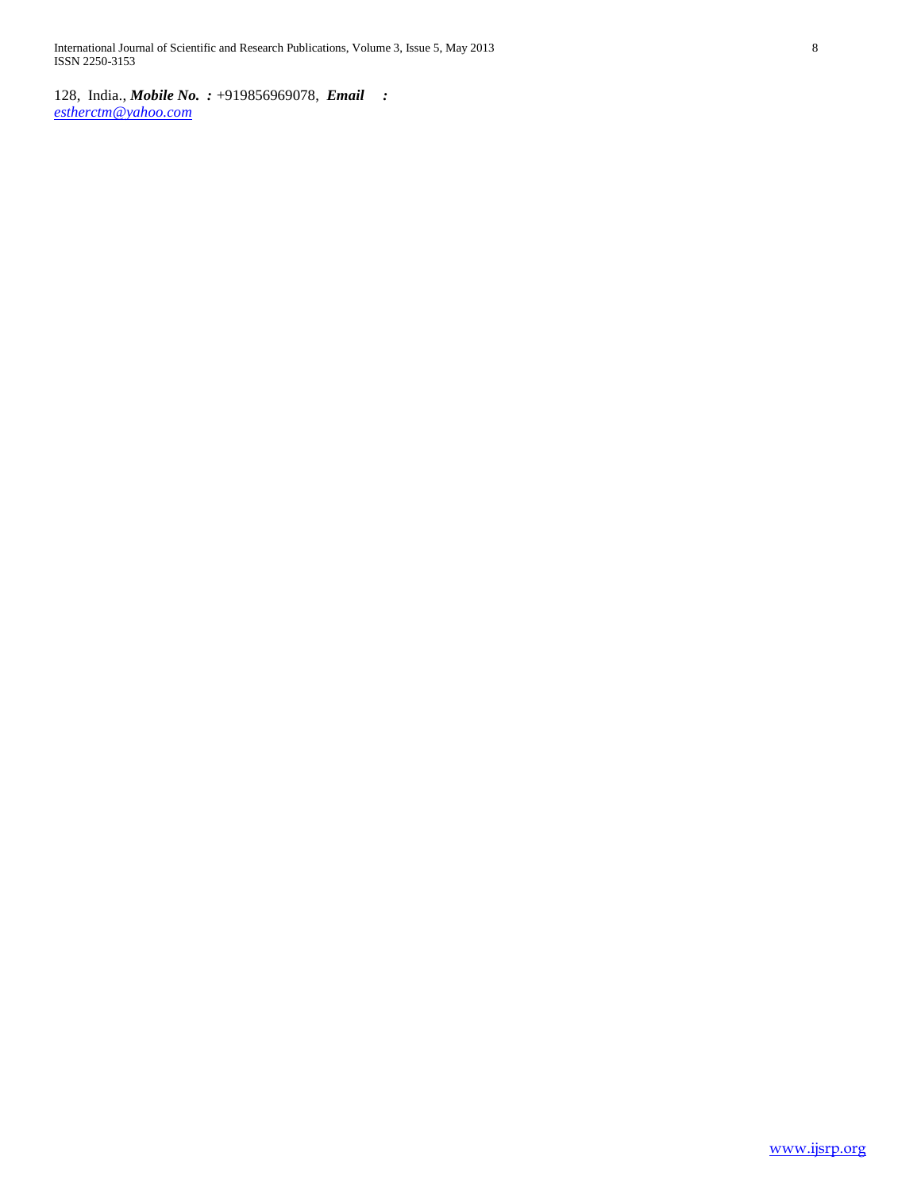128, India., ***Mobile No. :*** +919856969078, ***Email :*** *estherctm@yahoo.com*